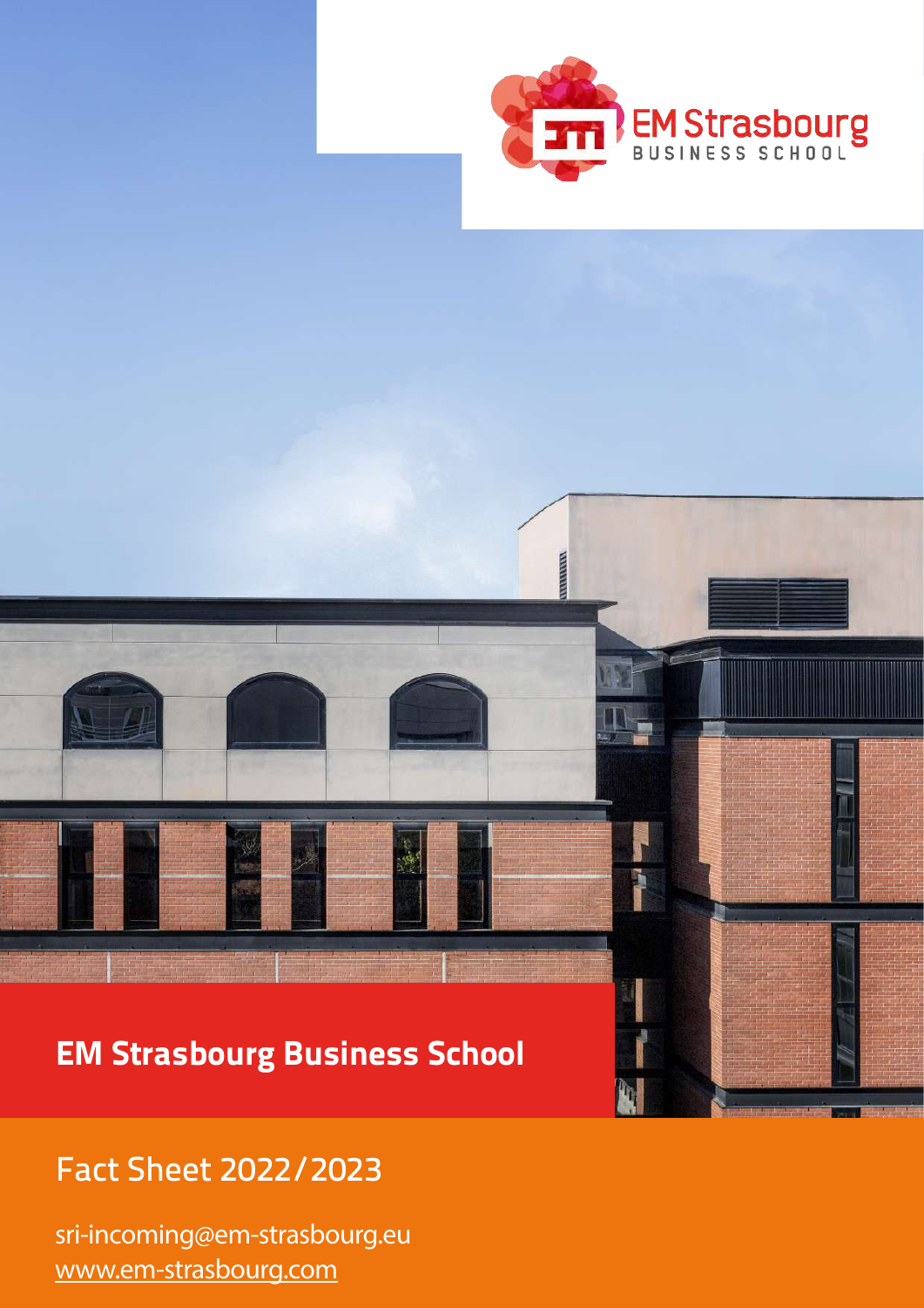EM Strasbourg
BUSINESS SCHOOL

# EM Strasbourg Business School

## Fact Sheet 2022/2023

sri-incoming@em-strasbourg.eu

www.em-strasbourg.com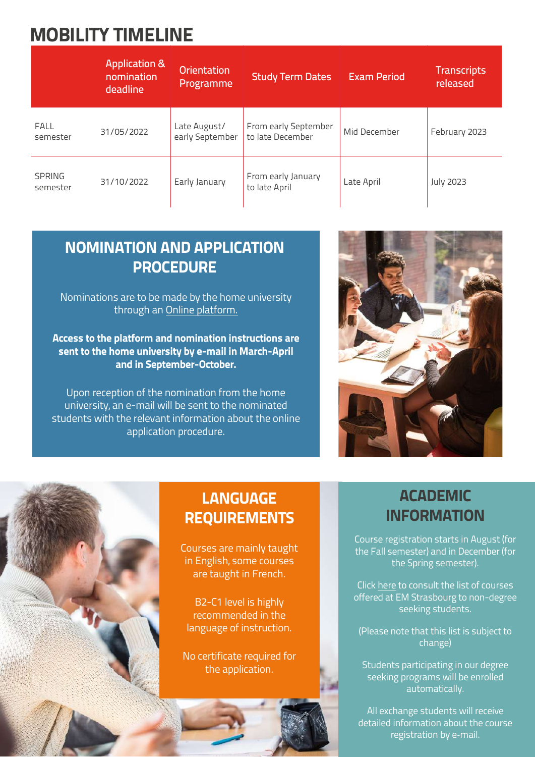# MOBILITY TIMELINE

| | Application & nomination deadline | Orientation Programme | Study Term Dates | Exam Period | Transcripts released |
|---|---|---|---|---|---|
| FALL semester | 31/05/2022 | Late August/ early September | From early September to late December | Mid December | February 2023 |
| SPRING semester | 31/10/2022 | Early January | From early January to late April | Late April | July 2023 |

## NOMINATION AND APPLICATION PROCEDURE

Nominations are to be made by the home university through an Online platform.

**Access to the platform and nomination instructions are sent to the home university by e-mail in March-April and in September-October.**

Upon reception of the nomination from the home university, an e-mail will be sent to the nominated students with the relevant information about the online application procedure.

## LANGUAGE REQUIREMENTS

Courses are mainly taught in English, some courses are taught in French.

B2-C1 level is highly recommended in the language of instruction.

No certificate required for the application.

## ACADEMIC INFORMATION

Course registration starts in August (for the Fall semester) and in December (for the Spring semester).

Click here to consult the list of courses offered at EM Strasbourg to non-degree seeking students.

(Please note that this list is subject to change)

Students participating in our degree seeking programs will be enrolled automatically.

All exchange students will receive detailed information about the course registration by e-mail.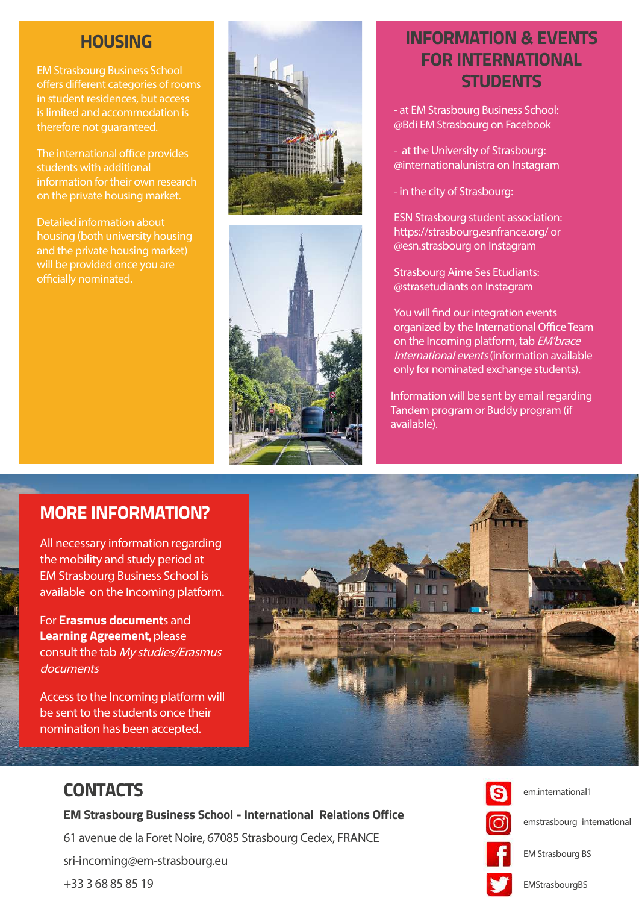## HOUSING

EM Strasbourg Business School offers different categories of rooms in student residences, but access is limited and accommodation is therefore not guaranteed.

The international office provides students with additional information for their own research on the private housing market.

Detailed information about housing (both university housing and the private housing market) will be provided once you are officially nominated.

## INFORMATION & EVENTS FOR INTERNATIONAL STUDENTS

- at EM Strasbourg Business School: @Bdi EM Strasbourg on Facebook

- at the University of Strasbourg: @internationalunistra on Instagram

- in the city of Strasbourg:

ESN Strasbourg student association: https://strasbourg.esnfrance.org/ or @esn.strasbourg on Instagram

Strasbourg Aime Ses Etudiants: @strasetudiants on Instagram

You will find our integration events organized by the International Office Team on the Incoming platform, tab *EM'brace International events* (information available only for nominated exchange students).

Information will be sent by email regarding Tandem program or Buddy program (if available).

## MORE INFORMATION?

All necessary information regarding the mobility and study period at EM Strasbourg Business School is available on the Incoming platform.

For **Erasmus documents** and **Learning Agreement,** please consult the tab *My studies/Erasmus documents*

Access to the Incoming platform will be sent to the students once their nomination has been accepted.

## CONTACTS

**EM Strasbourg Business School - International Relations Office**

61 avenue de la Foret Noire, 67085 Strasbourg Cedex, FRANCE

sri-incoming@em-strasbourg.eu

+33 3 68 85 85 19

em.international1

emstrasbourg_international

EM Strasbourg BS

EMStrasbourgBS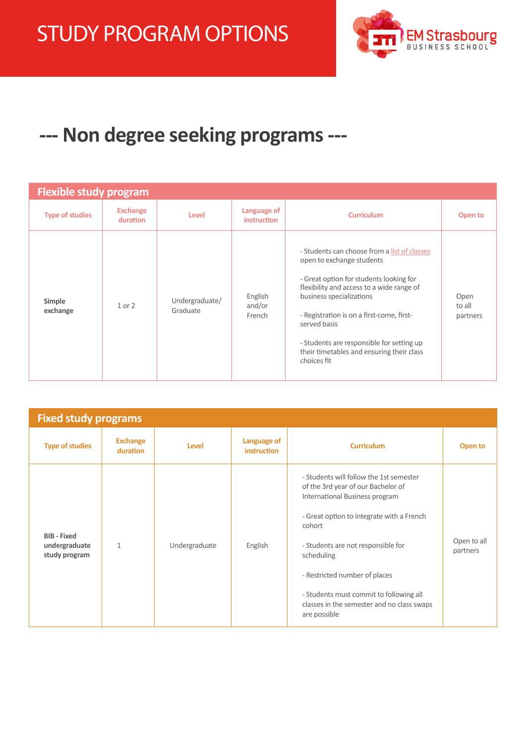# STUDY PROGRAM OPTIONS

## --- Non degree seeking programs ---

### Flexible study program

| Type of studies | Exchange duration | Level | Language of instruction | Curriculum | Open to |
|---|---|---|---|---|---|
| **Simple exchange** | 1 or 2 | Undergraduate/ Graduate | English and/or French | - Students can choose from a list of classes open to exchange students<br><br>- Great option for students looking for flexibility and access to a wide range of business specializations<br><br>- Registration is on a first-come, first-served basis<br><br>- Students are responsible for setting up their timetables and ensuring their class choices fit | Open to all partners |

### Fixed study programs

| Type of studies | Exchange duration | Level | Language of instruction | Curriculum | Open to |
|---|---|---|---|---|---|
| **BIB - Fixed undergraduate study program** | 1 | Undergraduate | English | - Students will follow the 1st semester of the 3rd year of our Bachelor of International Business program<br><br>- Great option to integrate with a French cohort<br><br>- Students are not responsible for scheduling<br><br>- Restricted number of places<br><br>- Students must commit to following all classes in the semester and no class swaps are possible | Open to all partners |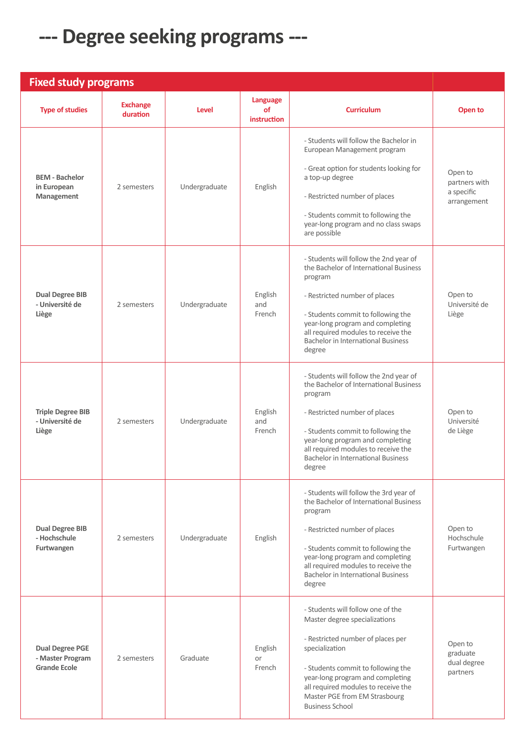# --- Degree seeking programs ---

## Fixed study programs

| Type of studies | Exchange duration | Level | Language of instruction | Curriculum | Open to |
|---|---|---|---|---|---|
| **BEM - Bachelor in European Management** | 2 semesters | Undergraduate | English | - Students will follow the Bachelor in European Management program<br><br>- Great option for students looking for a top-up degree<br><br>- Restricted number of places<br><br>- Students commit to following the year-long program and no class swaps are possible | Open to partners with a specific arrangement |
| **Dual Degree BIB - Université de Liège** | 2 semesters | Undergraduate | English and French | - Students will follow the 2nd year of the Bachelor of International Business program<br><br>- Restricted number of places<br><br>- Students commit to following the year-long program and completing all required modules to receive the Bachelor in International Business degree | Open to Université de Liège |
| **Triple Degree BIB - Université de Liège** | 2 semesters | Undergraduate | English and French | - Students will follow the 2nd year of the Bachelor of International Business program<br><br>- Restricted number of places<br><br>- Students commit to following the year-long program and completing all required modules to receive the Bachelor in International Business degree | Open to Université de Liège |
| **Dual Degree BIB - Hochschule Furtwangen** | 2 semesters | Undergraduate | English | - Students will follow the 3rd year of the Bachelor of International Business program<br><br>- Restricted number of places<br><br>- Students commit to following the year-long program and completing all required modules to receive the Bachelor in International Business degree | Open to Hochschule Furtwangen |
| **Dual Degree PGE - Master Program Grande Ecole** | 2 semesters | Graduate | English or French | - Students will follow one of the Master degree specializations<br><br>- Restricted number of places per specialization<br><br>- Students commit to following the year-long program and completing all required modules to receive the Master PGE from EM Strasbourg Business School | Open to graduate dual degree partners |